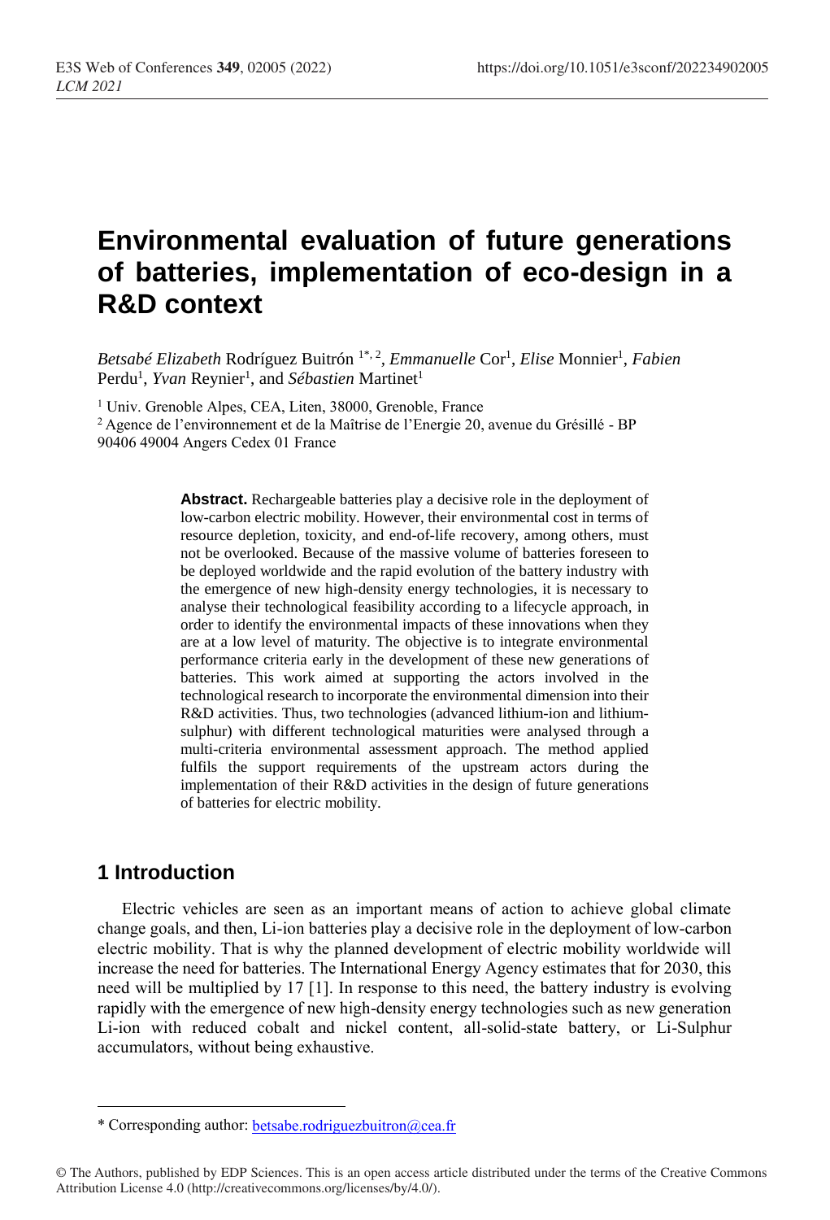# Environmental evaluation of future generations of batteries, implementation of eco-design in a R&D context

*Betsabé Elizabeth* Rodríguez Buitrón [1*, 2], *Emmanuelle* Cor[1], *Elise* Monnier[1], *Fabien* Perdu[1], *Yvan* Reynier[1], and *Sébastien* Martinet[1]

[1] Univ. Grenoble Alpes, CEA, Liten, 38000, Grenoble, France

[2] Agence de l'environnement et de la Maîtrise de l'Energie 20, avenue du Grésillé - BP 90406 49004 Angers Cedex 01 France

**Abstract.** Rechargeable batteries play a decisive role in the deployment of low-carbon electric mobility. However, their environmental cost in terms of resource depletion, toxicity, and end-of-life recovery, among others, must not be overlooked. Because of the massive volume of batteries foreseen to be deployed worldwide and the rapid evolution of the battery industry with the emergence of new high-density energy technologies, it is necessary to analyse their technological feasibility according to a lifecycle approach, in order to identify the environmental impacts of these innovations when they are at a low level of maturity. The objective is to integrate environmental performance criteria early in the development of these new generations of batteries. This work aimed at supporting the actors involved in the technological research to incorporate the environmental dimension into their R&D activities. Thus, two technologies (advanced lithium-ion and lithium-sulphur) with different technological maturities were analysed through a multi-criteria environmental assessment approach. The method applied fulfils the support requirements of the upstream actors during the implementation of their R&D activities in the design of future generations of batteries for electric mobility.

## 1 Introduction

Electric vehicles are seen as an important means of action to achieve global climate change goals, and then, Li-ion batteries play a decisive role in the deployment of low-carbon electric mobility. That is why the planned development of electric mobility worldwide will increase the need for batteries. The International Energy Agency estimates that for 2030, this need will be multiplied by 17 [1]. In response to this need, the battery industry is evolving rapidly with the emergence of new high-density energy technologies such as new generation Li-ion with reduced cobalt and nickel content, all-solid-state battery, or Li-Sulphur accumulators, without being exhaustive.

---

\* Corresponding author: betsabe.rodriguezbuitron@cea.fr

© The Authors, published by EDP Sciences. This is an open access article distributed under the terms of the Creative Commons Attribution License 4.0 (http://creativecommons.org/licenses/by/4.0/).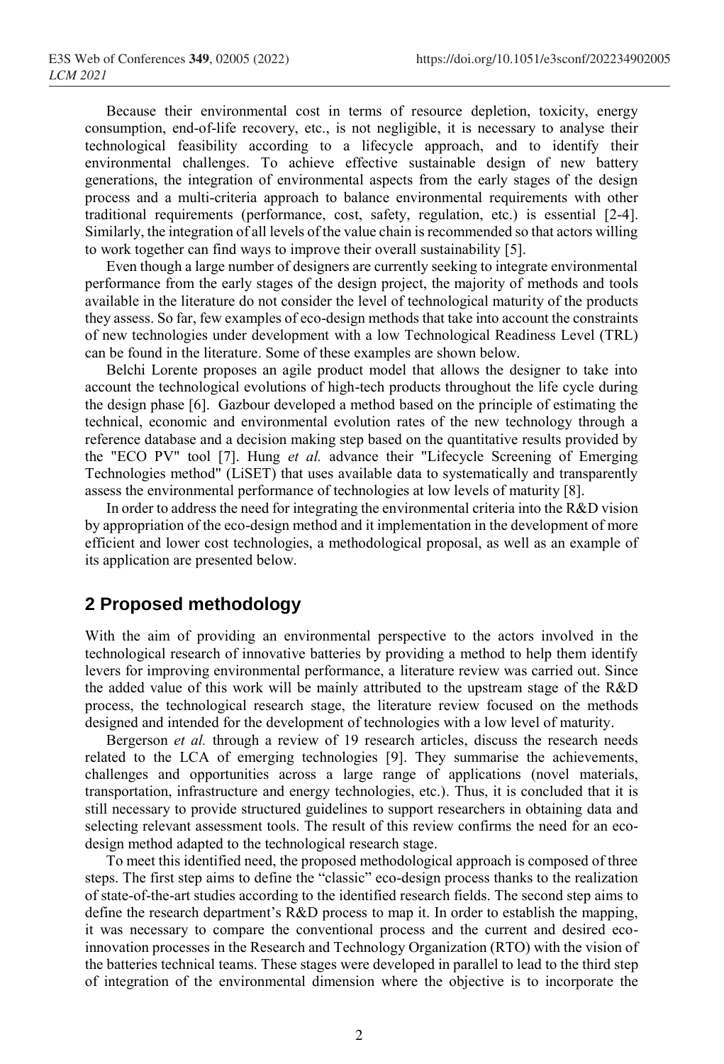Because their environmental cost in terms of resource depletion, toxicity, energy consumption, end-of-life recovery, etc., is not negligible, it is necessary to analyse their technological feasibility according to a lifecycle approach, and to identify their environmental challenges. To achieve effective sustainable design of new battery generations, the integration of environmental aspects from the early stages of the design process and a multi-criteria approach to balance environmental requirements with other traditional requirements (performance, cost, safety, regulation, etc.) is essential [2-4]. Similarly, the integration of all levels of the value chain is recommended so that actors willing to work together can find ways to improve their overall sustainability [5].

Even though a large number of designers are currently seeking to integrate environmental performance from the early stages of the design project, the majority of methods and tools available in the literature do not consider the level of technological maturity of the products they assess. So far, few examples of eco-design methods that take into account the constraints of new technologies under development with a low Technological Readiness Level (TRL) can be found in the literature. Some of these examples are shown below.

Belchi Lorente proposes an agile product model that allows the designer to take into account the technological evolutions of high-tech products throughout the life cycle during the design phase [6]. Gazbour developed a method based on the principle of estimating the technical, economic and environmental evolution rates of the new technology through a reference database and a decision making step based on the quantitative results provided by the "ECO PV" tool [7]. Hung *et al.* advance their "Lifecycle Screening of Emerging Technologies method" (LiSET) that uses available data to systematically and transparently assess the environmental performance of technologies at low levels of maturity [8].

In order to address the need for integrating the environmental criteria into the R&D vision by appropriation of the eco-design method and it implementation in the development of more efficient and lower cost technologies, a methodological proposal, as well as an example of its application are presented below.

## 2 Proposed methodology

With the aim of providing an environmental perspective to the actors involved in the technological research of innovative batteries by providing a method to help them identify levers for improving environmental performance, a literature review was carried out. Since the added value of this work will be mainly attributed to the upstream stage of the R&D process, the technological research stage, the literature review focused on the methods designed and intended for the development of technologies with a low level of maturity.

Bergerson *et al.* through a review of 19 research articles, discuss the research needs related to the LCA of emerging technologies [9]. They summarise the achievements, challenges and opportunities across a large range of applications (novel materials, transportation, infrastructure and energy technologies, etc.). Thus, it is concluded that it is still necessary to provide structured guidelines to support researchers in obtaining data and selecting relevant assessment tools. The result of this review confirms the need for an eco-design method adapted to the technological research stage.

To meet this identified need, the proposed methodological approach is composed of three steps. The first step aims to define the "classic" eco-design process thanks to the realization of state-of-the-art studies according to the identified research fields. The second step aims to define the research department's R&D process to map it. In order to establish the mapping, it was necessary to compare the conventional process and the current and desired eco-innovation processes in the Research and Technology Organization (RTO) with the vision of the batteries technical teams. These stages were developed in parallel to lead to the third step of integration of the environmental dimension where the objective is to incorporate the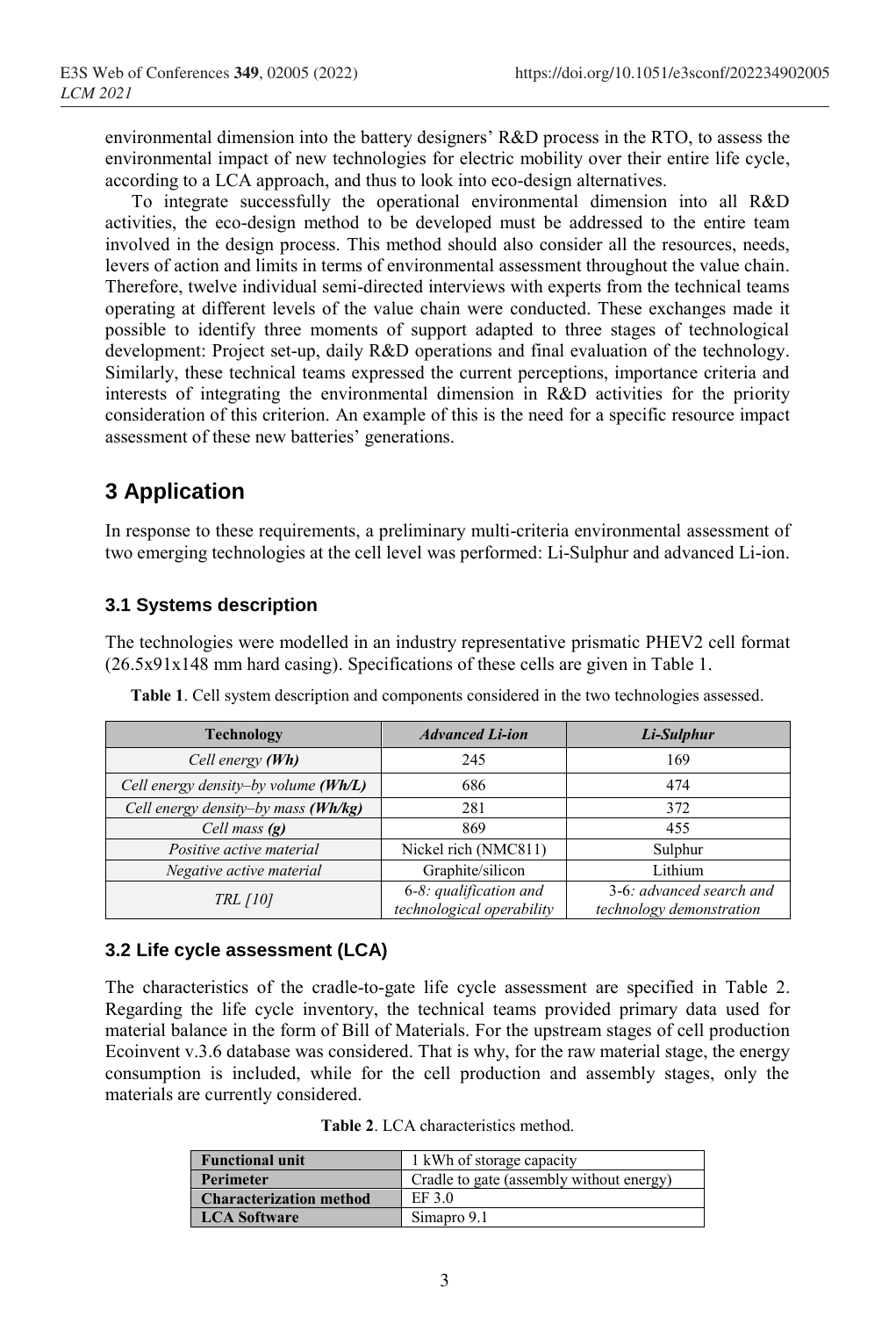environmental dimension into the battery designers' R&D process in the RTO, to assess the environmental impact of new technologies for electric mobility over their entire life cycle, according to a LCA approach, and thus to look into eco-design alternatives.

To integrate successfully the operational environmental dimension into all R&D activities, the eco-design method to be developed must be addressed to the entire team involved in the design process. This method should also consider all the resources, needs, levers of action and limits in terms of environmental assessment throughout the value chain. Therefore, twelve individual semi-directed interviews with experts from the technical teams operating at different levels of the value chain were conducted. These exchanges made it possible to identify three moments of support adapted to three stages of technological development: Project set-up, daily R&D operations and final evaluation of the technology. Similarly, these technical teams expressed the current perceptions, importance criteria and interests of integrating the environmental dimension in R&D activities for the priority consideration of this criterion. An example of this is the need for a specific resource impact assessment of these new batteries' generations.

# 3 Application

In response to these requirements, a preliminary multi-criteria environmental assessment of two emerging technologies at the cell level was performed: Li-Sulphur and advanced Li-ion.

## 3.1 Systems description

The technologies were modelled in an industry representative prismatic PHEV2 cell format (26.5x91x148 mm hard casing). Specifications of these cells are given in Table 1.

**Table 1**. Cell system description and components considered in the two technologies assessed.

| Technology | *Advanced Li-ion* | *Li-Sulphur* |
|---|---|---|
| *Cell energy* ***(Wh)*** | 245 | 169 |
| *Cell energy density–by volume* ***(Wh/L)*** | 686 | 474 |
| *Cell energy density–by mass* ***(Wh/kg)*** | 281 | 372 |
| *Cell mass* ***(g)*** | 869 | 455 |
| *Positive active material* | Nickel rich (NMC811) | Sulphur |
| *Negative active material* | Graphite/silicon | Lithium |
| *TRL [10]* | 6-8*: qualification and technological operability* | 3-6*: advanced search and technology demonstration* |

## 3.2 Life cycle assessment (LCA)

The characteristics of the cradle-to-gate life cycle assessment are specified in Table 2. Regarding the life cycle inventory, the technical teams provided primary data used for material balance in the form of Bill of Materials. For the upstream stages of cell production Ecoinvent v.3.6 database was considered. That is why, for the raw material stage, the energy consumption is included, while for the cell production and assembly stages, only the materials are currently considered.

**Table 2**. LCA characteristics method.

| | |
|---|---|
| **Functional unit** | 1 kWh of storage capacity |
| **Perimeter** | Cradle to gate (assembly without energy) |
| **Characterization method** | EF 3.0 |
| **LCA Software** | Simapro 9.1 |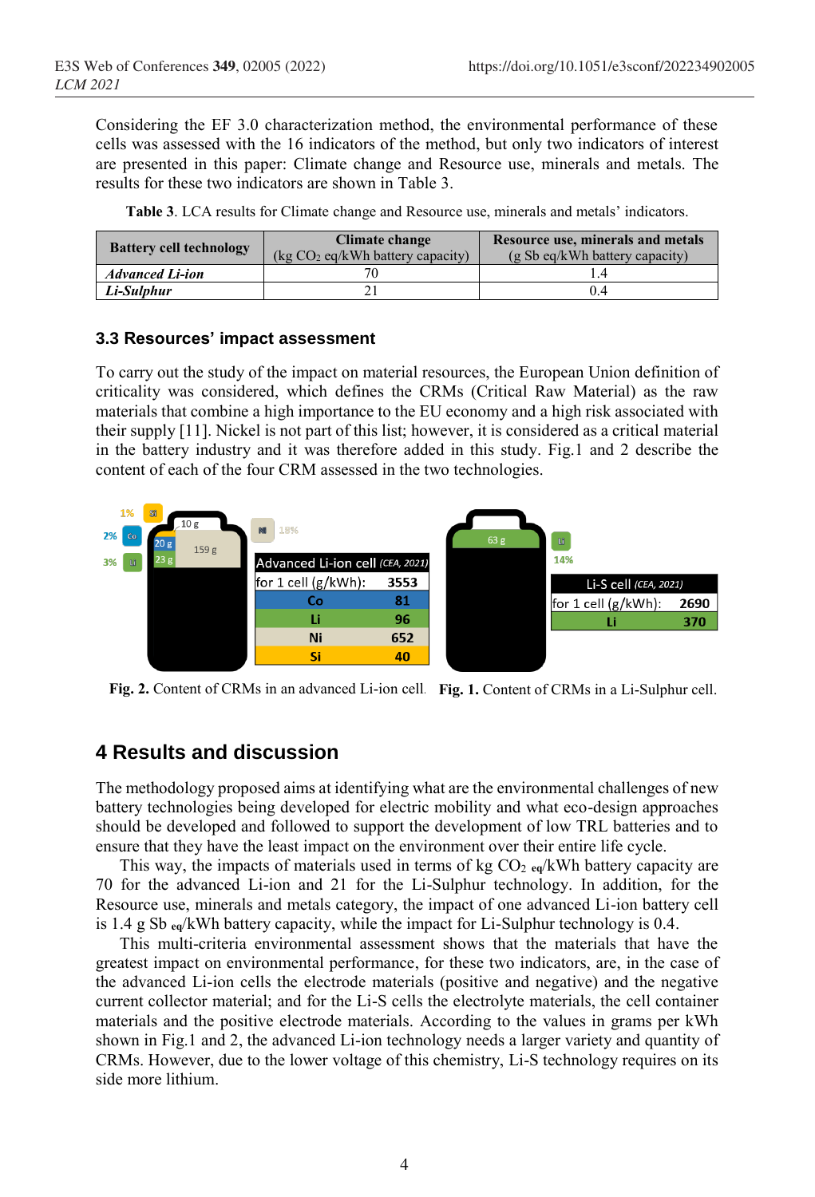Considering the EF 3.0 characterization method, the environmental performance of these cells was assessed with the 16 indicators of the method, but only two indicators of interest are presented in this paper: Climate change and Resource use, minerals and metals. The results for these two indicators are shown in Table 3.

**Table 3**. LCA results for Climate change and Resource use, minerals and metals' indicators.

| Battery cell technology | Climate change (kg $CO_2$ eq/kWh battery capacity) | Resource use, minerals and metals (g Sb eq/kWh battery capacity) |
|---|---|---|
| ***Advanced Li-ion*** | 70 | 1.4 |
| ***Li-Sulphur*** | 21 | 0.4 |

### 3.3 Resources' impact assessment

To carry out the study of the impact on material resources, the European Union definition of criticality was considered, which defines the CRMs (Critical Raw Material) as the raw materials that combine a high importance to the EU economy and a high risk associated with their supply [11]. Nickel is not part of this list; however, it is considered as a critical material in the battery industry and it was therefore added in this study. Fig.1 and 2 describe the content of each of the four CRM assessed in the two technologies.

| Advanced Li-ion cell *(CEA, 2021)* | |
|---|---|
| for 1 cell (g/kWh): | 3553 |
| Co | 81 |
| Li | 96 |
| Ni | 652 |
| Si | 40 |

**Fig. 2.** Content of CRMs in an advanced Li-ion cell.

| Li-S cell *(CEA, 2021)* | |
|---|---|
| for 1 cell (g/kWh): | 2690 |
| Li | 370 |

**Fig. 1.** Content of CRMs in a Li-Sulphur cell.

## 4 Results and discussion

The methodology proposed aims at identifying what are the environmental challenges of new battery technologies being developed for electric mobility and what eco-design approaches should be developed and followed to support the development of low TRL batteries and to ensure that they have the least impact on the environment over their entire life cycle.

This way, the impacts of materials used in terms of kg $CO_{2\ eq}$/kWh battery capacity are 70 for the advanced Li-ion and 21 for the Li-Sulphur technology. In addition, for the Resource use, minerals and metals category, the impact of one advanced Li-ion battery cell is 1.4 g $Sb_{\ eq}$/kWh battery capacity, while the impact for Li-Sulphur technology is 0.4.

This multi-criteria environmental assessment shows that the materials that have the greatest impact on environmental performance, for these two indicators, are, in the case of the advanced Li-ion cells the electrode materials (positive and negative) and the negative current collector material; and for the Li-S cells the electrolyte materials, the cell container materials and the positive electrode materials. According to the values in grams per kWh shown in Fig.1 and 2, the advanced Li-ion technology needs a larger variety and quantity of CRMs. However, due to the lower voltage of this chemistry, Li-S technology requires on its side more lithium.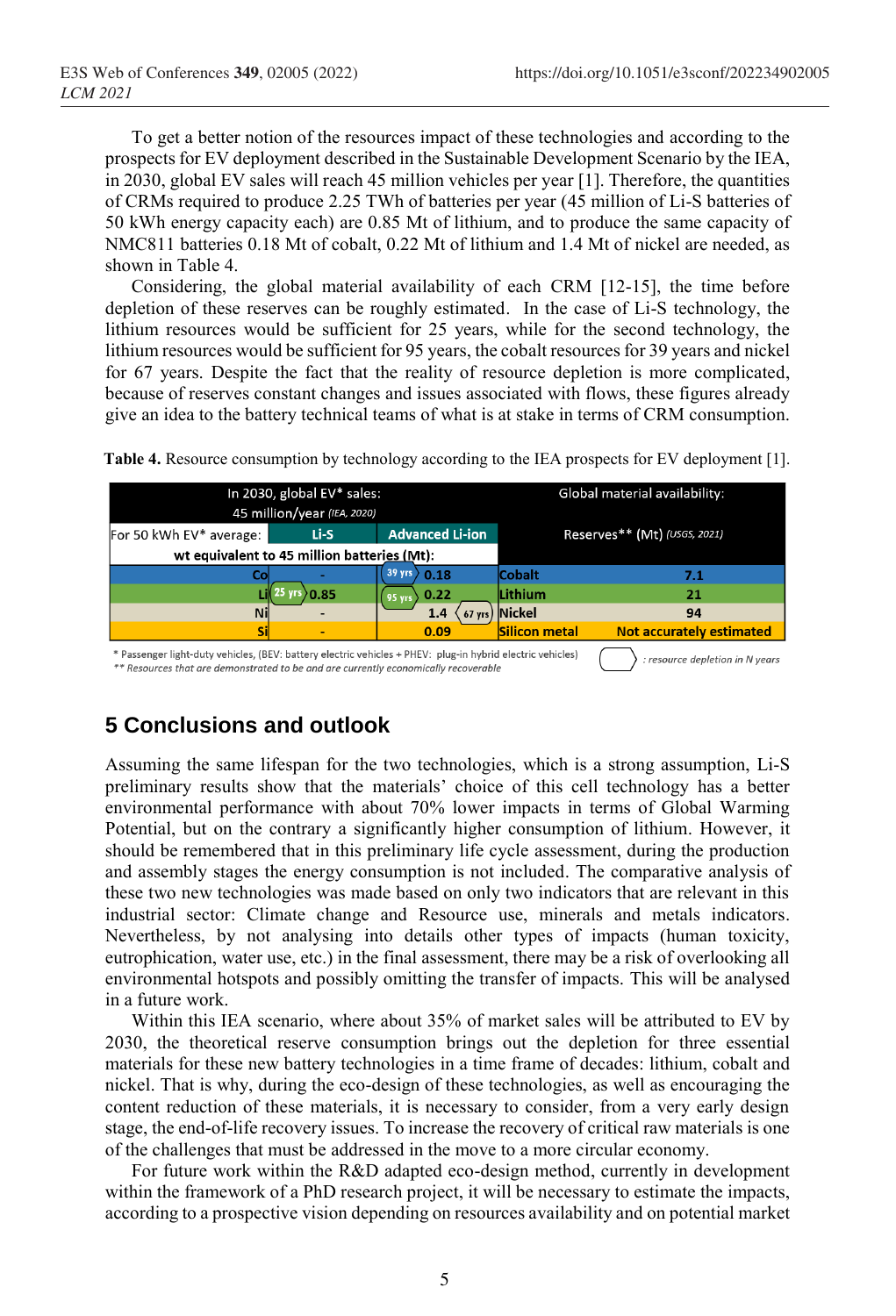To get a better notion of the resources impact of these technologies and according to the prospects for EV deployment described in the Sustainable Development Scenario by the IEA, in 2030, global EV sales will reach 45 million vehicles per year [1]. Therefore, the quantities of CRMs required to produce 2.25 TWh of batteries per year (45 million of Li-S batteries of 50 kWh energy capacity each) are 0.85 Mt of lithium, and to produce the same capacity of NMC811 batteries 0.18 Mt of cobalt, 0.22 Mt of lithium and 1.4 Mt of nickel are needed, as shown in Table 4.

Considering, the global material availability of each CRM [12-15], the time before depletion of these reserves can be roughly estimated. In the case of Li-S technology, the lithium resources would be sufficient for 25 years, while for the second technology, the lithium resources would be sufficient for 95 years, the cobalt resources for 39 years and nickel for 67 years. Despite the fact that the reality of resource depletion is more complicated, because of reserves constant changes and issues associated with flows, these figures already give an idea to the battery technical teams of what is at stake in terms of CRM consumption.

**Table 4.** Resource consumption by technology according to the IEA prospects for EV deployment [1].

| In 2030, global EV* sales: 45 million/year *(IEA, 2020)* | | | Global material availability: | |
|---|---|---|---|---|
| For 50 kWh EV* average: | Li-S | Advanced Li-ion | Reserves** (Mt) *(USGS, 2021)* | |
| wt equivalent to 45 million batteries (Mt): | | | | |
| Co | - | (39 yrs) 0.18 | Cobalt | 7.1 |
| Li | (25 yrs) 0.85 | (95 yrs) 0.22 | Lithium | 21 |
| Ni | - | 1.4 (67 yrs) | Nickel | 94 |
| Si | - | 0.09 | Silicon metal | Not accurately estimated |

\* Passenger light-duty vehicles, (BEV: battery electric vehicles + PHEV: plug-in hybrid electric vehicles)
*\*\* Resources that are demonstrated to be and are currently economically recoverable*
*( ) : resource depletion in N years*

## 5 Conclusions and outlook

Assuming the same lifespan for the two technologies, which is a strong assumption, Li-S preliminary results show that the materials' choice of this cell technology has a better environmental performance with about 70% lower impacts in terms of Global Warming Potential, but on the contrary a significantly higher consumption of lithium. However, it should be remembered that in this preliminary life cycle assessment, during the production and assembly stages the energy consumption is not included. The comparative analysis of these two new technologies was made based on only two indicators that are relevant in this industrial sector: Climate change and Resource use, minerals and metals indicators. Nevertheless, by not analysing into details other types of impacts (human toxicity, eutrophication, water use, etc.) in the final assessment, there may be a risk of overlooking all environmental hotspots and possibly omitting the transfer of impacts. This will be analysed in a future work.

Within this IEA scenario, where about 35% of market sales will be attributed to EV by 2030, the theoretical reserve consumption brings out the depletion for three essential materials for these new battery technologies in a time frame of decades: lithium, cobalt and nickel. That is why, during the eco-design of these technologies, as well as encouraging the content reduction of these materials, it is necessary to consider, from a very early design stage, the end-of-life recovery issues. To increase the recovery of critical raw materials is one of the challenges that must be addressed in the move to a more circular economy.

For future work within the R&D adapted eco-design method, currently in development within the framework of a PhD research project, it will be necessary to estimate the impacts, according to a prospective vision depending on resources availability and on potential market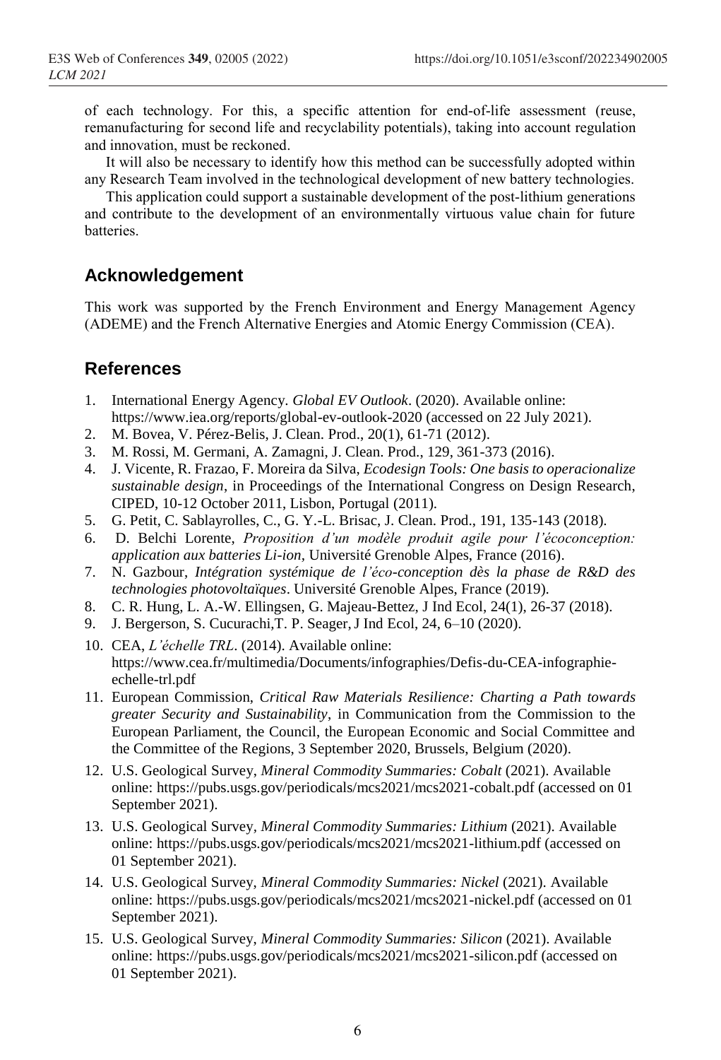of each technology. For this, a specific attention for end-of-life assessment (reuse, remanufacturing for second life and recyclability potentials), taking into account regulation and innovation, must be reckoned.

It will also be necessary to identify how this method can be successfully adopted within any Research Team involved in the technological development of new battery technologies.

This application could support a sustainable development of the post-lithium generations and contribute to the development of an environmentally virtuous value chain for future batteries.

## Acknowledgement

This work was supported by the French Environment and Energy Management Agency (ADEME) and the French Alternative Energies and Atomic Energy Commission (CEA).

## References

1. International Energy Agency. *Global EV Outlook*. (2020). Available online: https://www.iea.org/reports/global-ev-outlook-2020 (accessed on 22 July 2021).
2. M. Bovea, V. Pérez-Belis, J. Clean. Prod., 20(1), 61-71 (2012).
3. M. Rossi, M. Germani, A. Zamagni, J. Clean. Prod., 129, 361-373 (2016).
4. J. Vicente, R. Frazao, F. Moreira da Silva, *Ecodesign Tools: One basis to operacionalize sustainable design*, in Proceedings of the International Congress on Design Research, CIPED, 10-12 October 2011, Lisbon, Portugal (2011).
5. G. Petit, C. Sablayrolles, C., G. Y.-L. Brisac, J. Clean. Prod., 191, 135-143 (2018).
6. D. Belchi Lorente, *Proposition d'un modèle produit agile pour l'écoconception: application aux batteries Li-ion*, Université Grenoble Alpes, France (2016).
7. N. Gazbour, *Intégration systémique de l'éco-conception dès la phase de R&D des technologies photovoltaïques*. Université Grenoble Alpes, France (2019).
8. C. R. Hung, L. A.-W. Ellingsen, G. Majeau-Bettez, J Ind Ecol, 24(1), 26-37 (2018).
9. J. Bergerson, S. Cucurachi,T. P. Seager, J Ind Ecol, 24, 6–10 (2020).
10. CEA, *L'échelle TRL*. (2014). Available online: https://www.cea.fr/multimedia/Documents/infographies/Defis-du-CEA-infographie-echelle-trl.pdf
11. European Commission, *Critical Raw Materials Resilience: Charting a Path towards greater Security and Sustainability*, in Communication from the Commission to the European Parliament, the Council, the European Economic and Social Committee and the Committee of the Regions, 3 September 2020, Brussels, Belgium (2020).
12. U.S. Geological Survey, *Mineral Commodity Summaries: Cobalt* (2021). Available online: https://pubs.usgs.gov/periodicals/mcs2021/mcs2021-cobalt.pdf (accessed on 01 September 2021).
13. U.S. Geological Survey, *Mineral Commodity Summaries: Lithium* (2021). Available online: https://pubs.usgs.gov/periodicals/mcs2021/mcs2021-lithium.pdf (accessed on 01 September 2021).
14. U.S. Geological Survey, *Mineral Commodity Summaries: Nickel* (2021). Available online: https://pubs.usgs.gov/periodicals/mcs2021/mcs2021-nickel.pdf (accessed on 01 September 2021).
15. U.S. Geological Survey, *Mineral Commodity Summaries: Silicon* (2021). Available online: https://pubs.usgs.gov/periodicals/mcs2021/mcs2021-silicon.pdf (accessed on 01 September 2021).